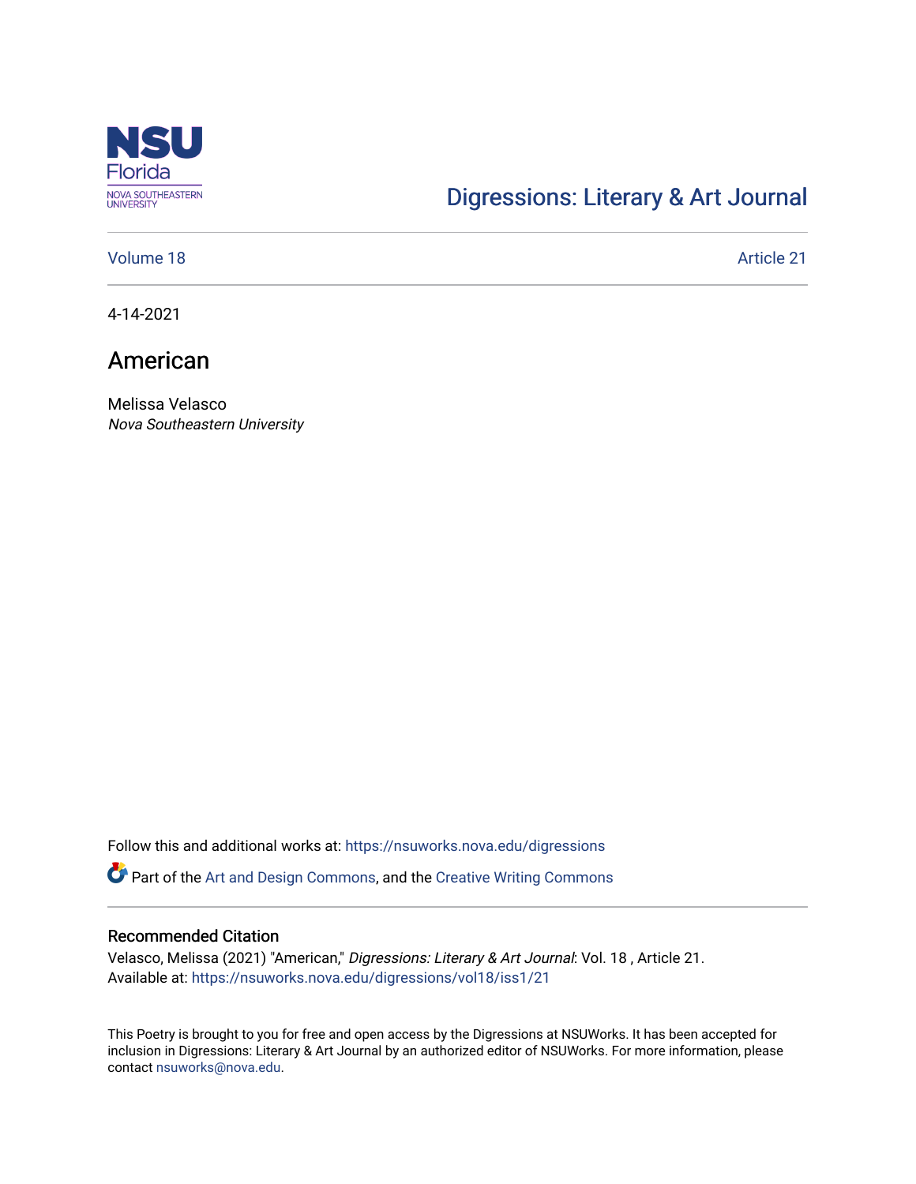NSU Florida
NOVA SOUTHEASTERN UNIVERSITY

Digressions: Literary & Art Journal

Volume 18 | Article 21

4-14-2021

# American

Melissa Velasco
*Nova Southeastern University*

Follow this and additional works at: https://nsuworks.nova.edu/digressions

Part of the Art and Design Commons, and the Creative Writing Commons

## Recommended Citation

Velasco, Melissa (2021) "American," *Digressions: Literary & Art Journal*: Vol. 18 , Article 21.
Available at: https://nsuworks.nova.edu/digressions/vol18/iss1/21

This Poetry is brought to you for free and open access by the Digressions at NSUWorks. It has been accepted for inclusion in Digressions: Literary & Art Journal by an authorized editor of NSUWorks. For more information, please contact nsuworks@nova.edu.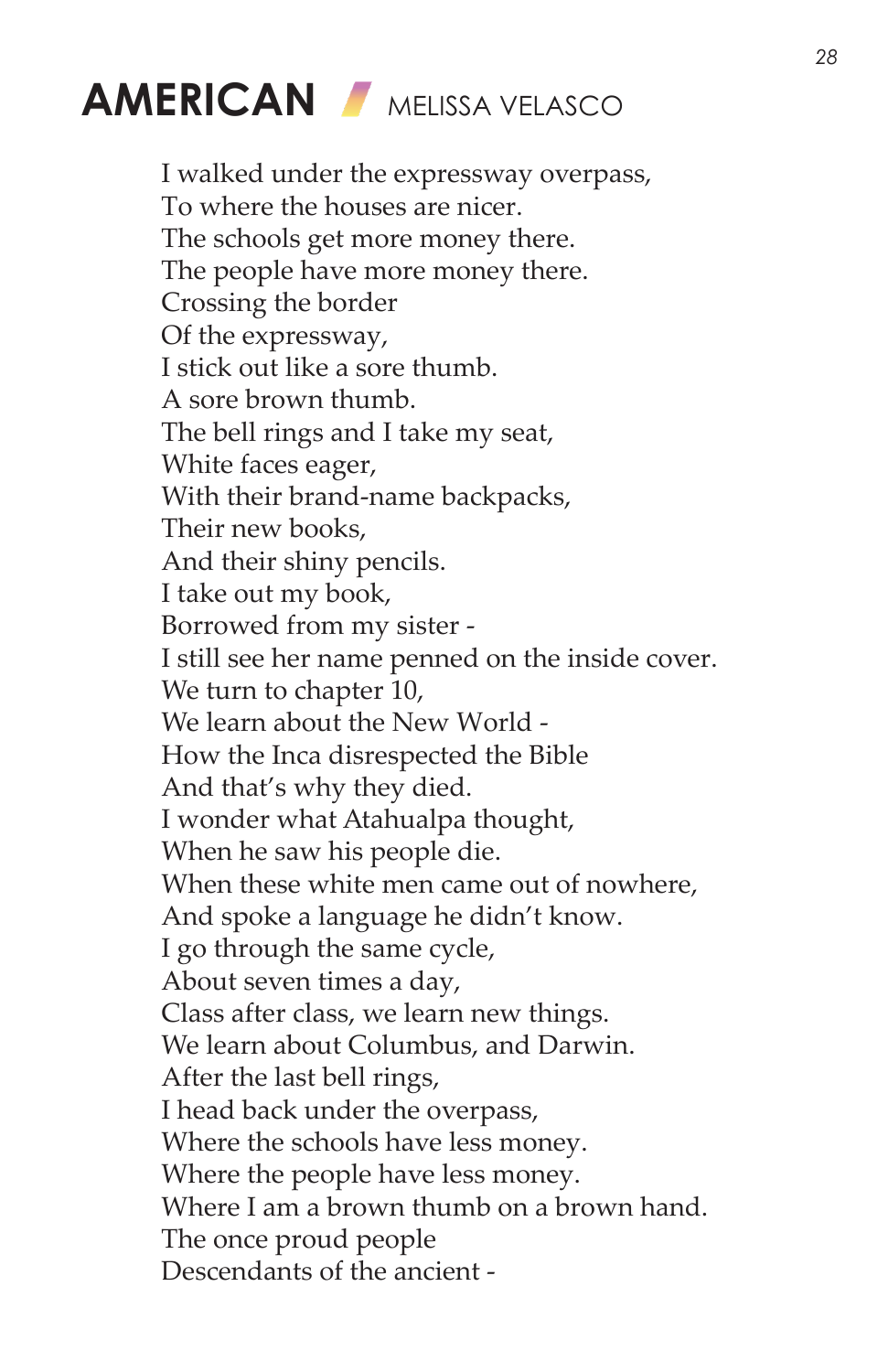# AMERICAN / MELISSA VELASCO

I walked under the expressway overpass,  
To where the houses are nicer.  
The schools get more money there.  
The people have more money there.  
Crossing the border  
Of the expressway,  
I stick out like a sore thumb.  
A sore brown thumb.  
The bell rings and I take my seat,  
White faces eager,  
With their brand-name backpacks,  
Their new books,  
And their shiny pencils.  
I take out my book,  
Borrowed from my sister -  
I still see her name penned on the inside cover.  
We turn to chapter 10,  
We learn about the New World -  
How the Inca disrespected the Bible  
And that's why they died.  
I wonder what Atahualpa thought,  
When he saw his people die.  
When these white men came out of nowhere,  
And spoke a language he didn't know.  
I go through the same cycle,  
About seven times a day,  
Class after class, we learn new things.  
We learn about Columbus, and Darwin.  
After the last bell rings,  
I head back under the overpass,  
Where the schools have less money.  
Where the people have less money.  
Where I am a brown thumb on a brown hand.  
The once proud people  
Descendants of the ancient -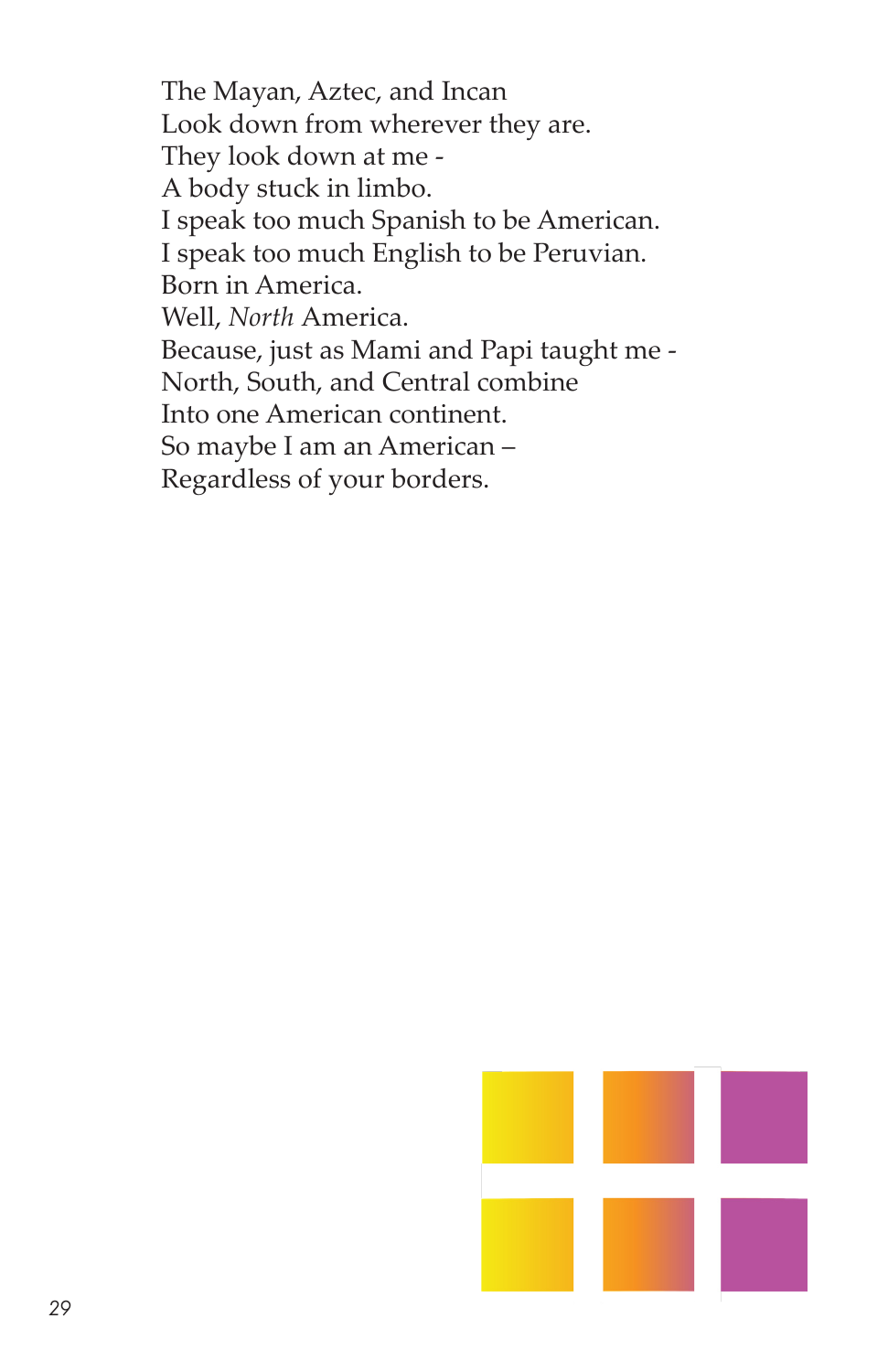The Mayan, Aztec, and Incan
Look down from wherever they are.
They look down at me -
A body stuck in limbo.
I speak too much Spanish to be American.
I speak too much English to be Peruvian.
Born in America.
Well, *North* America.
Because, just as Mami and Papi taught me -
North, South, and Central combine
Into one American continent.
So maybe I am an American –
Regardless of your borders.